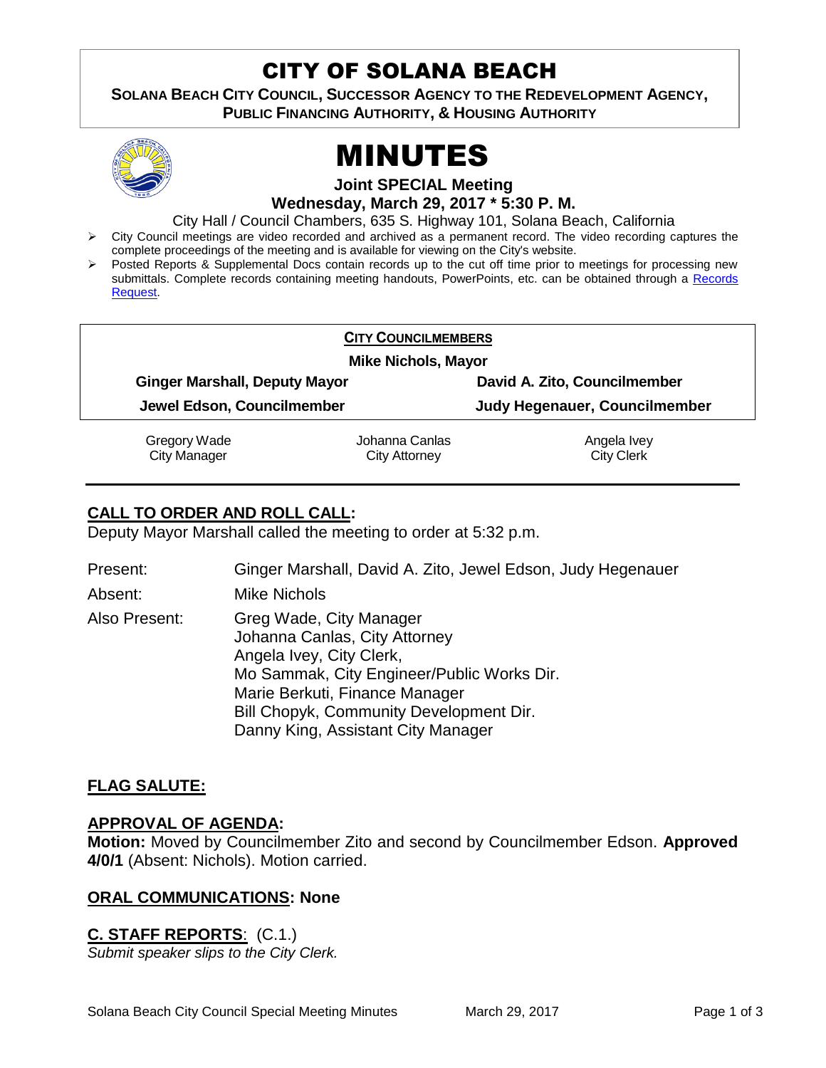# CITY OF SOLANA BEACH

**SOLANA BEACH CITY COUNCIL, SUCCESSOR AGENCY TO THE REDEVELOPMENT AGENCY, PUBLIC FINANCING AUTHORITY, & HOUSING AUTHORITY**

# MINUTES

**Joint SPECIAL Meeting**

**Wednesday, March 29, 2017 * 5:30 P. M.**

City Hall / Council Chambers, 635 S. Highway 101, Solana Beach, California

- City Council meetings are video recorded and archived as a permanent record. The video recording captures the complete proceedings of the meeting and is available for viewing on the City's website.
- Posted Reports & Supplemental Docs contain records up to the cut off time prior to meetings for processing new submittals. Complete records containing meeting handouts, PowerPoints, etc. can be obtained through a Records Request.

**CITY COUNCILMEMBERS**

**Mike Nichols, Mayor**

| | |
|---|---|
| **Ginger Marshall, Deputy Mayor** | **David A. Zito, Councilmember** |
| **Jewel Edson, Councilmember** | **Judy Hegenauer, Councilmember** |

| | | |
|---|---|---|
| Gregory Wade<br>City Manager | Johanna Canlas<br>City Attorney | Angela Ivey<br>City Clerk |

## CALL TO ORDER AND ROLL CALL:

Deputy Mayor Marshall called the meeting to order at 5:32 p.m.

Present: Ginger Marshall, David A. Zito, Jewel Edson, Judy Hegenauer

Absent: Mike Nichols

Also Present:
Greg Wade, City Manager
Johanna Canlas, City Attorney
Angela Ivey, City Clerk,
Mo Sammak, City Engineer/Public Works Dir.
Marie Berkuti, Finance Manager
Bill Chopyk, Community Development Dir.
Danny King, Assistant City Manager

## FLAG SALUTE:

## APPROVAL OF AGENDA:

**Motion:** Moved by Councilmember Zito and second by Councilmember Edson. **Approved 4/0/1** (Absent: Nichols). Motion carried.

## ORAL COMMUNICATIONS: None

## C. STAFF REPORTS: (C.1.)

*Submit speaker slips to the City Clerk.*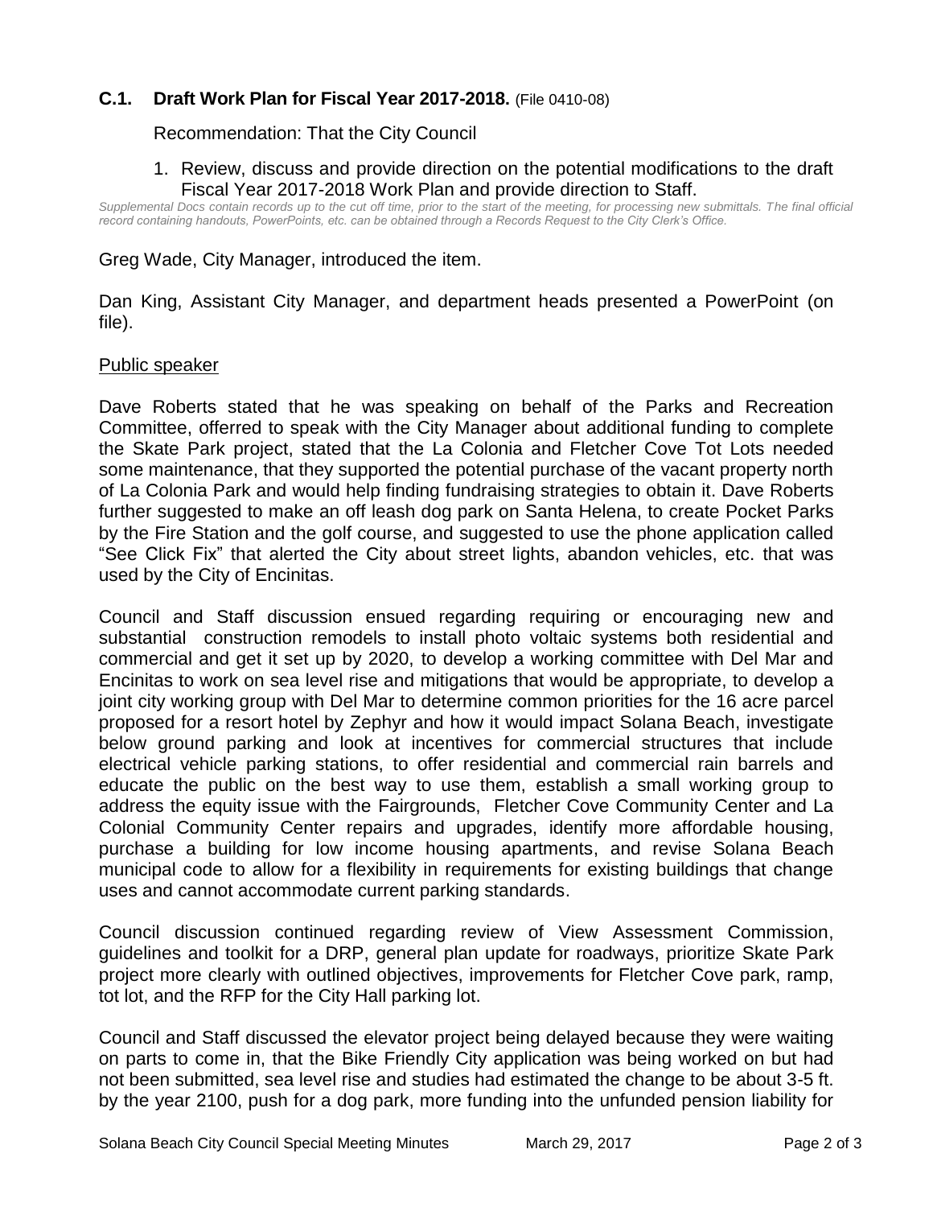### C.1. Draft Work Plan for Fiscal Year 2017-2018. (File 0410-08)

Recommendation: That the City Council

1. Review, discuss and provide direction on the potential modifications to the draft Fiscal Year 2017-2018 Work Plan and provide direction to Staff.

*Supplemental Docs contain records up to the cut off time, prior to the start of the meeting, for processing new submittals. The final official record containing handouts, PowerPoints, etc. can be obtained through a Records Request to the City Clerk's Office.*

Greg Wade, City Manager, introduced the item.

Dan King, Assistant City Manager, and department heads presented a PowerPoint (on file).

Public speaker

Dave Roberts stated that he was speaking on behalf of the Parks and Recreation Committee, offerred to speak with the City Manager about additional funding to complete the Skate Park project, stated that the La Colonia and Fletcher Cove Tot Lots needed some maintenance, that they supported the potential purchase of the vacant property north of La Colonia Park and would help finding fundraising strategies to obtain it. Dave Roberts further suggested to make an off leash dog park on Santa Helena, to create Pocket Parks by the Fire Station and the golf course, and suggested to use the phone application called "See Click Fix" that alerted the City about street lights, abandon vehicles, etc. that was used by the City of Encinitas.

Council and Staff discussion ensued regarding requiring or encouraging new and substantial construction remodels to install photo voltaic systems both residential and commercial and get it set up by 2020, to develop a working committee with Del Mar and Encinitas to work on sea level rise and mitigations that would be appropriate, to develop a joint city working group with Del Mar to determine common priorities for the 16 acre parcel proposed for a resort hotel by Zephyr and how it would impact Solana Beach, investigate below ground parking and look at incentives for commercial structures that include electrical vehicle parking stations, to offer residential and commercial rain barrels and educate the public on the best way to use them, establish a small working group to address the equity issue with the Fairgrounds, Fletcher Cove Community Center and La Colonial Community Center repairs and upgrades, identify more affordable housing, purchase a building for low income housing apartments, and revise Solana Beach municipal code to allow for a flexibility in requirements for existing buildings that change uses and cannot accommodate current parking standards.

Council discussion continued regarding review of View Assessment Commission, guidelines and toolkit for a DRP, general plan update for roadways, prioritize Skate Park project more clearly with outlined objectives, improvements for Fletcher Cove park, ramp, tot lot, and the RFP for the City Hall parking lot.

Council and Staff discussed the elevator project being delayed because they were waiting on parts to come in, that the Bike Friendly City application was being worked on but had not been submitted, sea level rise and studies had estimated the change to be about 3-5 ft. by the year 2100, push for a dog park, more funding into the unfunded pension liability for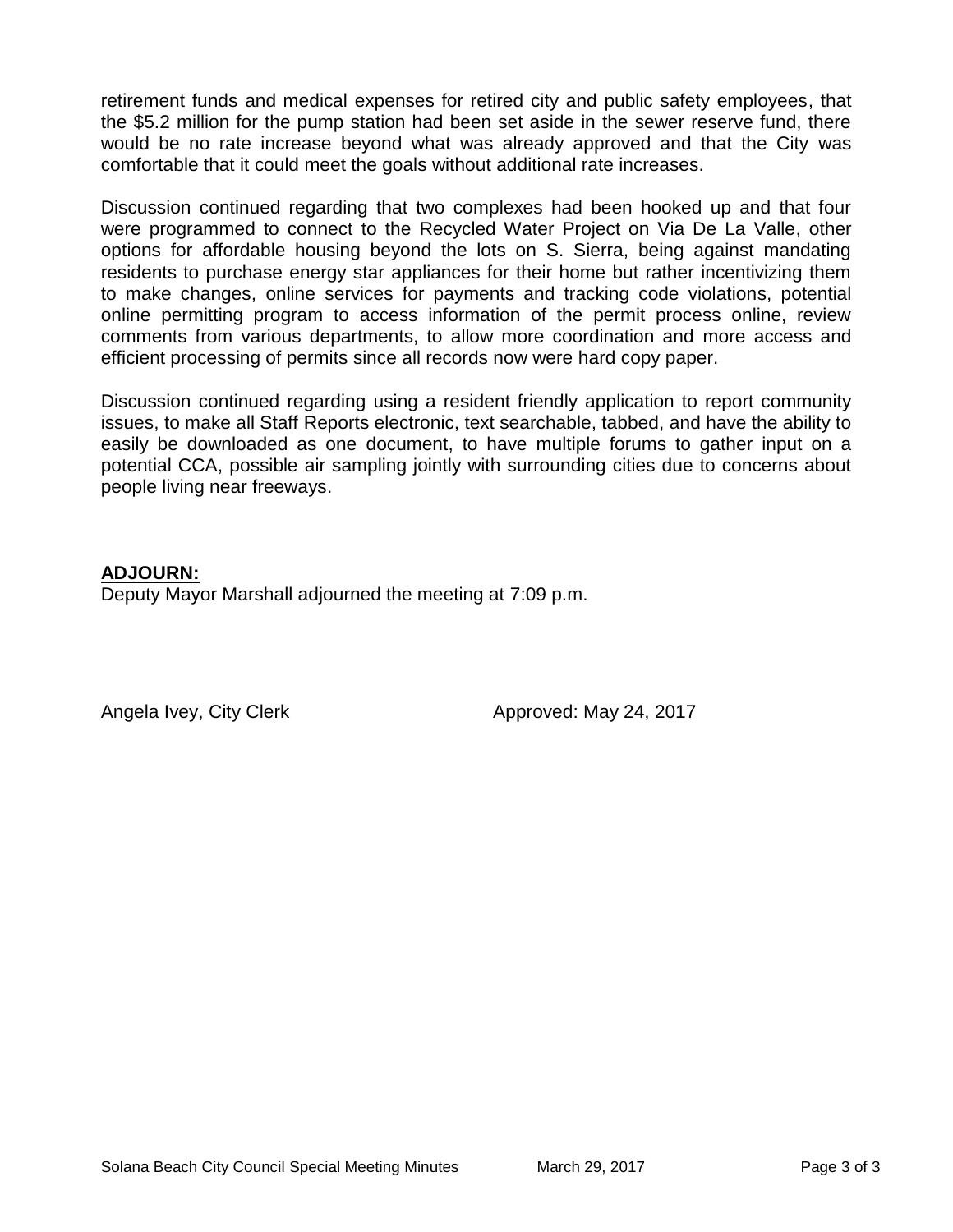retirement funds and medical expenses for retired city and public safety employees, that the $5.2 million for the pump station had been set aside in the sewer reserve fund, there would be no rate increase beyond what was already approved and that the City was comfortable that it could meet the goals without additional rate increases.

Discussion continued regarding that two complexes had been hooked up and that four were programmed to connect to the Recycled Water Project on Via De La Valle, other options for affordable housing beyond the lots on S. Sierra, being against mandating residents to purchase energy star appliances for their home but rather incentivizing them to make changes, online services for payments and tracking code violations, potential online permitting program to access information of the permit process online, review comments from various departments, to allow more coordination and more access and efficient processing of permits since all records now were hard copy paper.

Discussion continued regarding using a resident friendly application to report community issues, to make all Staff Reports electronic, text searchable, tabbed, and have the ability to easily be downloaded as one document, to have multiple forums to gather input on a potential CCA, possible air sampling jointly with surrounding cities due to concerns about people living near freeways.

**ADJOURN:**

Deputy Mayor Marshall adjourned the meeting at 7:09 p.m.

Angela Ivey, City Clerk

Approved: May 24, 2017